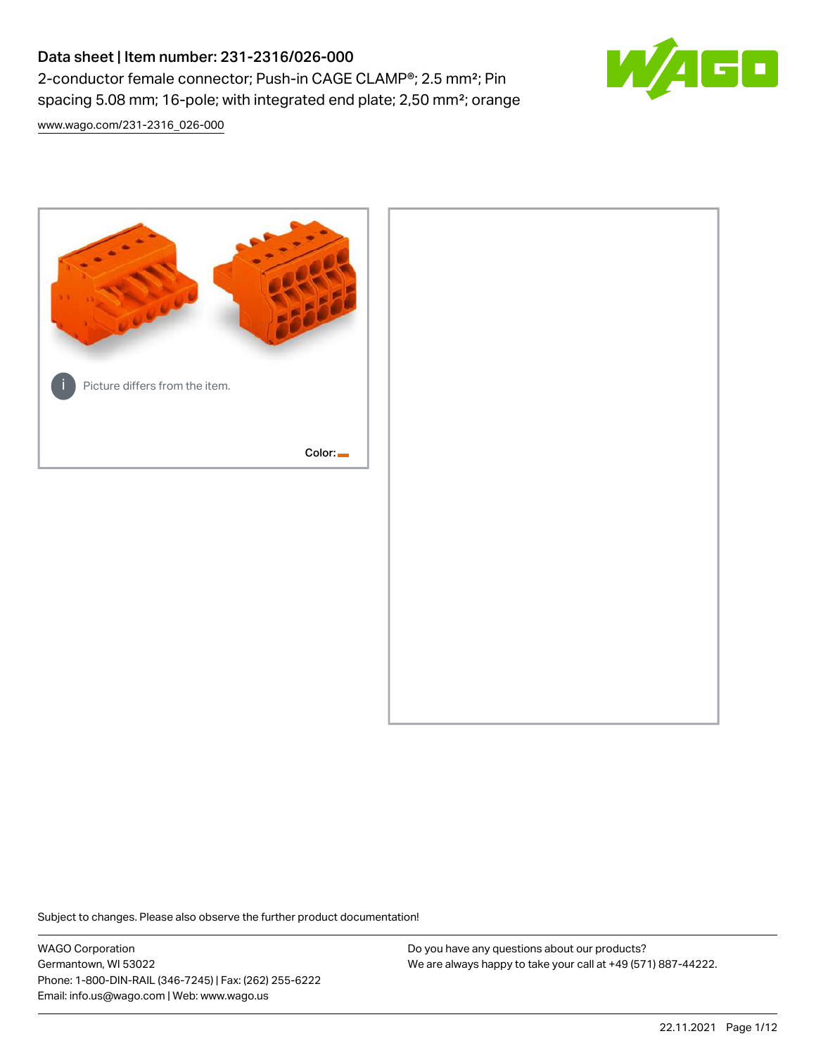# Data sheet | Item number: 231-2316/026-000

2-conductor female connector; Push-in CAGE CLAMP®; 2.5 mm²; Pin spacing 5.08 mm; 16-pole; with integrated end plate; 2,50 mm²; orange

www.wago.com/231-2316_026-000

Picture differs from the item.

Color:

Subject to changes. Please also observe the further product documentation!

WAGO Corporation
Germantown, WI 53022
Phone: 1-800-DIN-RAIL (346-7245) | Fax: (262) 255-6222
Email: info.us@wago.com | Web: www.wago.us

Do you have any questions about our products?
We are always happy to take your call at +49 (571) 887-44222.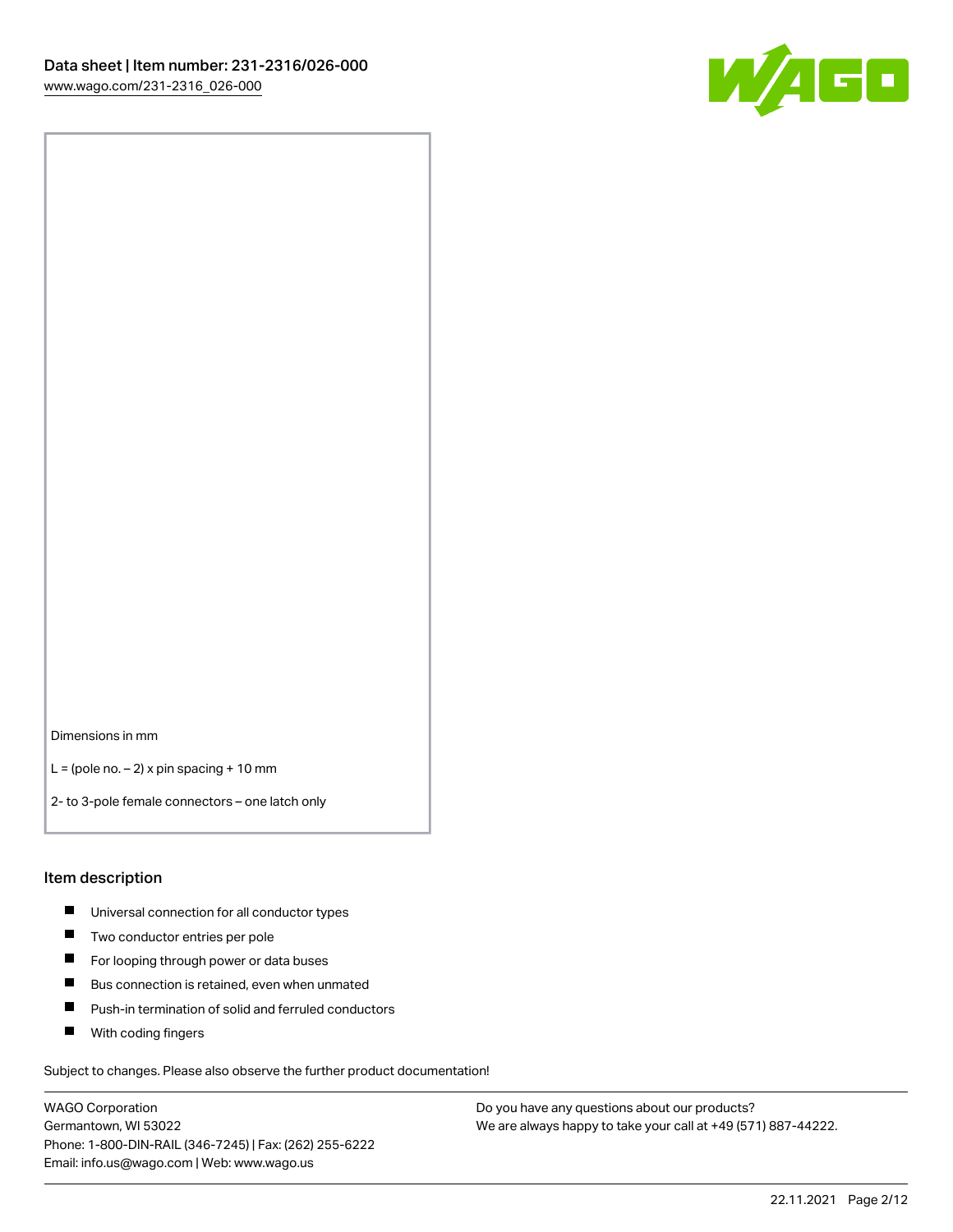Dimensions in mm

L = (pole no. − 2) x pin spacing + 10 mm

2- to 3-pole female connectors – one latch only

## Item description

- Universal connection for all conductor types
- Two conductor entries per pole
- For looping through power or data buses
- Bus connection is retained, even when unmated
- Push-in termination of solid and ferruled conductors
- With coding fingers

Subject to changes. Please also observe the further product documentation!

WAGO Corporation
Germantown, WI 53022
Phone: 1-800-DIN-RAIL (346-7245) | Fax: (262) 255-6222
Email: info.us@wago.com | Web: www.wago.us

Do you have any questions about our products?
We are always happy to take your call at +49 (571) 887-44222.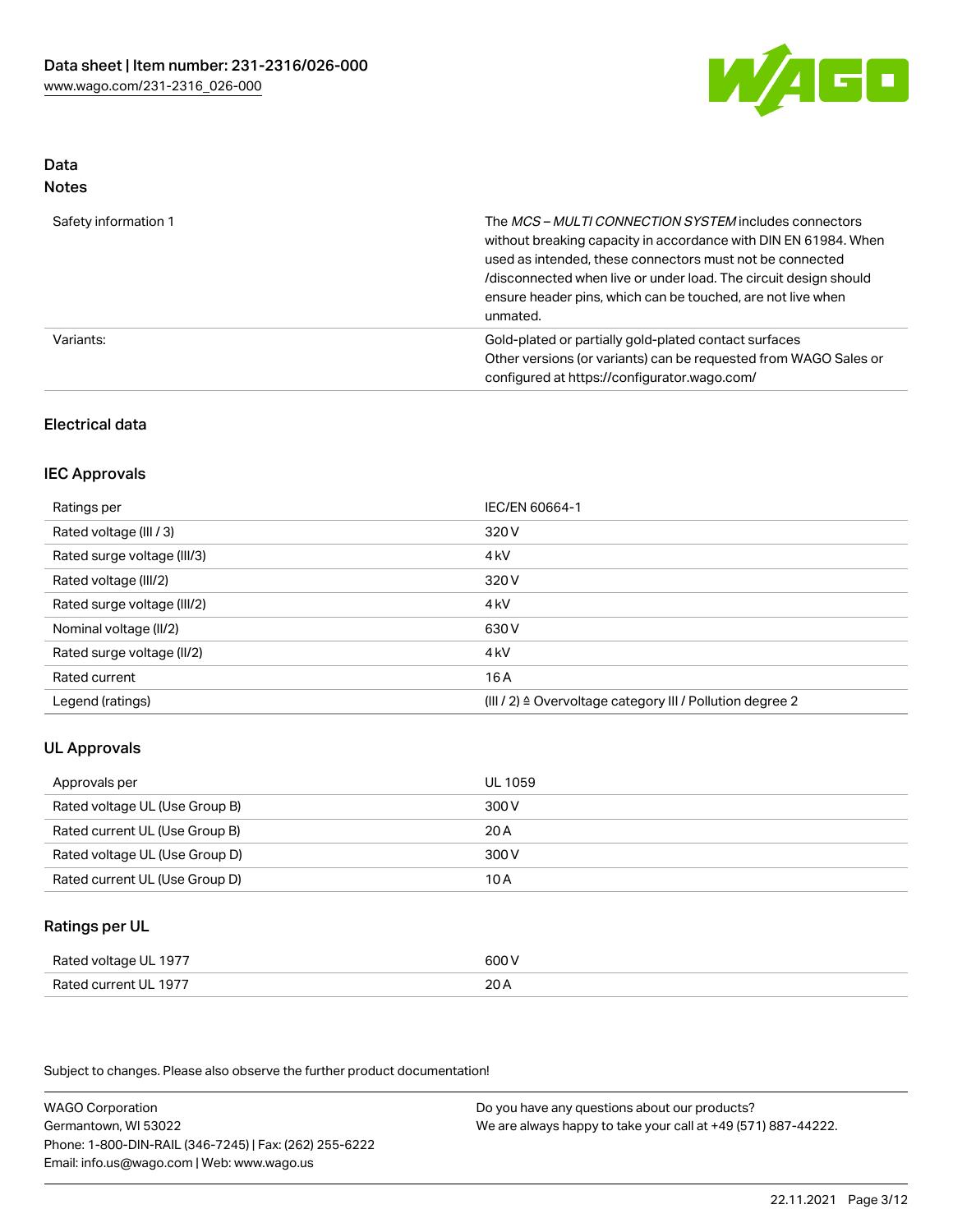## Data
### Notes

| | |
|---|---|
| Safety information 1 | The *MCS – MULTI CONNECTION SYSTEM* includes connectors without breaking capacity in accordance with DIN EN 61984. When used as intended, these connectors must not be connected /disconnected when live or under load. The circuit design should ensure header pins, which can be touched, are not live when unmated. |
| Variants: | Gold-plated or partially gold-plated contact surfaces<br>Other versions (or variants) can be requested from WAGO Sales or configured at https://configurator.wago.com/ |

## Electrical data

### IEC Approvals

| | |
|---|---|
| Ratings per | IEC/EN 60664-1 |
| Rated voltage (III / 3) | 320 V |
| Rated surge voltage (III/3) | 4 kV |
| Rated voltage (III/2) | 320 V |
| Rated surge voltage (III/2) | 4 kV |
| Nominal voltage (II/2) | 630 V |
| Rated surge voltage (II/2) | 4 kV |
| Rated current | 16 A |
| Legend (ratings) | (III / 2) ≙ Overvoltage category III / Pollution degree 2 |

### UL Approvals

| | |
|---|---|
| Approvals per | UL 1059 |
| Rated voltage UL (Use Group B) | 300 V |
| Rated current UL (Use Group B) | 20 A |
| Rated voltage UL (Use Group D) | 300 V |
| Rated current UL (Use Group D) | 10 A |

### Ratings per UL

| | |
|---|---|
| Rated voltage UL 1977 | 600 V |
| Rated current UL 1977 | 20 A |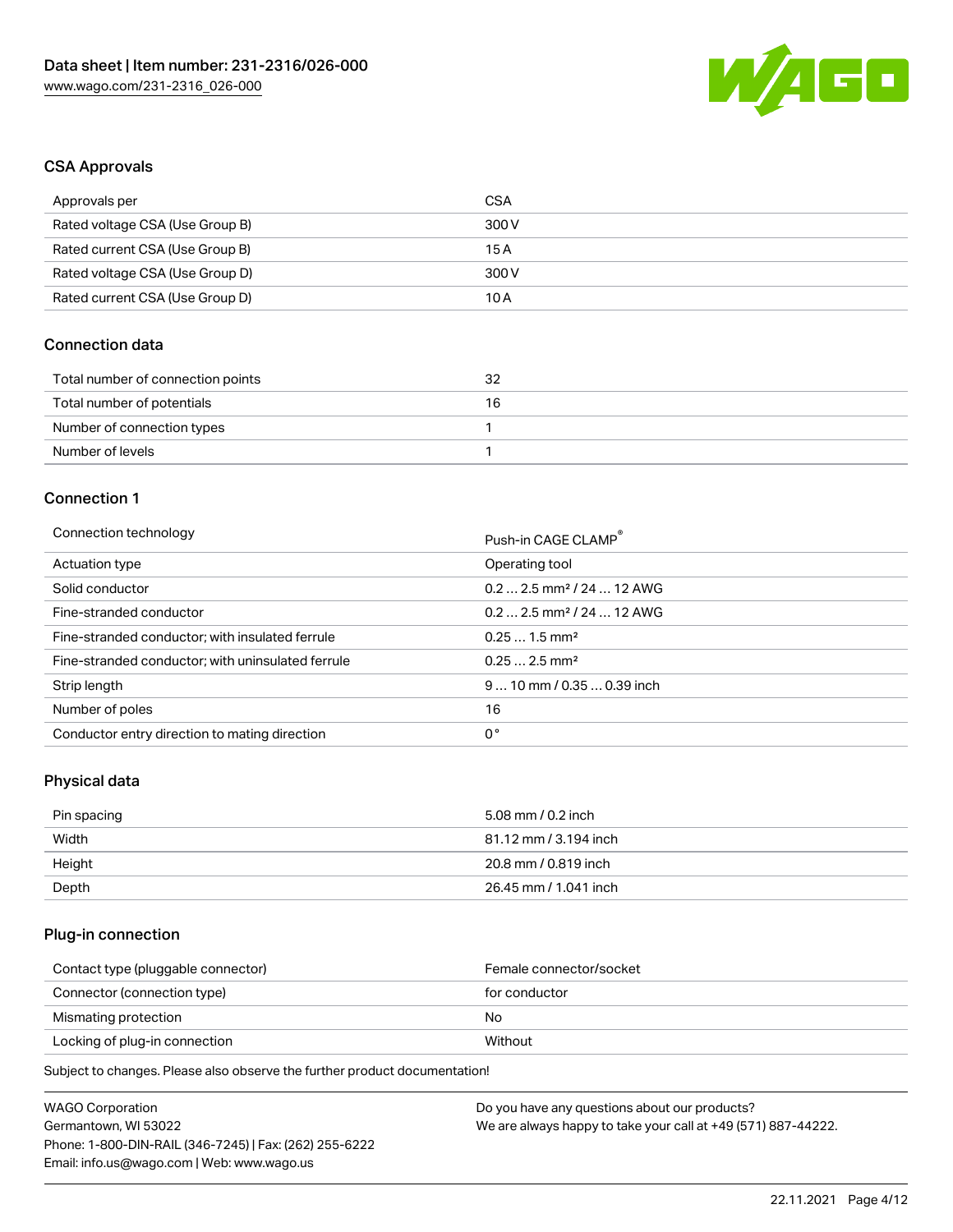## CSA Approvals

| | |
|---|---|
| Approvals per | CSA |
| Rated voltage CSA (Use Group B) | 300 V |
| Rated current CSA (Use Group B) | 15 A |
| Rated voltage CSA (Use Group D) | 300 V |
| Rated current CSA (Use Group D) | 10 A |

## Connection data

| | |
|---|---|
| Total number of connection points | 32 |
| Total number of potentials | 16 |
| Number of connection types | 1 |
| Number of levels | 1 |

## Connection 1

| | |
|---|---|
| Connection technology | Push-in CAGE CLAMP® |
| Actuation type | Operating tool |
| Solid conductor | 0.2 … 2.5 mm² / 24 … 12 AWG |
| Fine-stranded conductor | 0.2 … 2.5 mm² / 24 … 12 AWG |
| Fine-stranded conductor; with insulated ferrule | 0.25 … 1.5 mm² |
| Fine-stranded conductor; with uninsulated ferrule | 0.25 … 2.5 mm² |
| Strip length | 9 … 10 mm / 0.35 … 0.39 inch |
| Number of poles | 16 |
| Conductor entry direction to mating direction | 0 ° |

## Physical data

| | |
|---|---|
| Pin spacing | 5.08 mm / 0.2 inch |
| Width | 81.12 mm / 3.194 inch |
| Height | 20.8 mm / 0.819 inch |
| Depth | 26.45 mm / 1.041 inch |

## Plug-in connection

| | |
|---|---|
| Contact type (pluggable connector) | Female connector/socket |
| Connector (connection type) | for conductor |
| Mismating protection | No |
| Locking of plug-in connection | Without |

Subject to changes. Please also observe the further product documentation!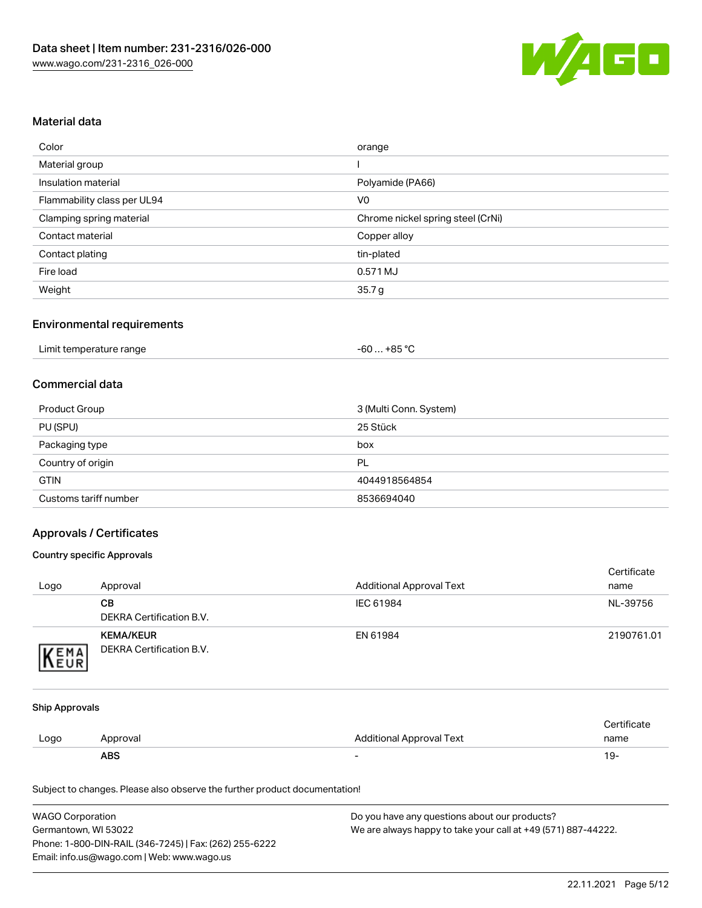## Material data

| | |
|---|---|
| Color | orange |
| Material group | I |
| Insulation material | Polyamide (PA66) |
| Flammability class per UL94 | V0 |
| Clamping spring material | Chrome nickel spring steel (CrNi) |
| Contact material | Copper alloy |
| Contact plating | tin-plated |
| Fire load | 0.571 MJ |
| Weight | 35.7 g |

## Environmental requirements

| | |
|---|---|
| Limit temperature range | -60 … +85 °C |

## Commercial data

| | |
|---|---|
| Product Group | 3 (Multi Conn. System) |
| PU (SPU) | 25 Stück |
| Packaging type | box |
| Country of origin | PL |
| GTIN | 4044918564854 |
| Customs tariff number | 8536694040 |

## Approvals / Certificates

### Country specific Approvals

| Logo | Approval | Additional Approval Text | Certificate name |
|---|---|---|---|
| | **CB** DEKRA Certification B.V. | IEC 61984 | NL-39756 |
| KEMA EUR | **KEMA/KEUR** DEKRA Certification B.V. | EN 61984 | 2190761.01 |

### Ship Approvals

| Logo | Approval | Additional Approval Text | Certificate name |
|---|---|---|---|
| | **ABS** | - | 19- |

Subject to changes. Please also observe the further product documentation!

WAGO Corporation
Germantown, WI 53022
Phone: 1-800-DIN-RAIL (346-7245) | Fax: (262) 255-6222
Email: info.us@wago.com | Web: www.wago.us

Do you have any questions about our products?
We are always happy to take your call at +49 (571) 887-44222.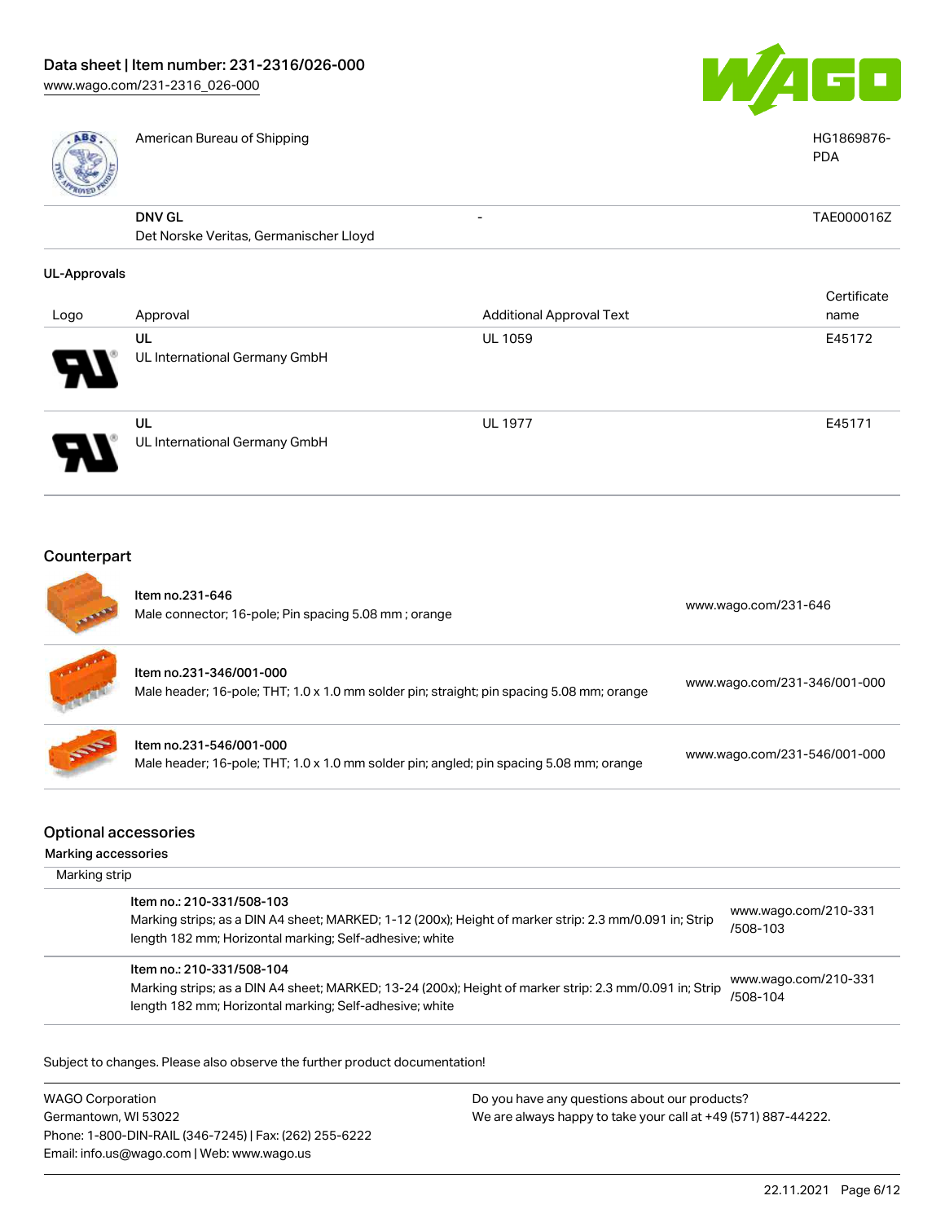| | | | |
|---|---|---|---|
| | American Bureau of Shipping | | HG1869876-PDA |
| | **DNV GL** Det Norske Veritas, Germanischer Lloyd | - | TAE000016Z |

### UL-Approvals

| Logo | Approval | Additional Approval Text | Certificate name |
|---|---|---|---|
| | UL<br>UL International Germany GmbH | UL 1059 | E45172 |
| | UL<br>UL International Germany GmbH | UL 1977 | E45171 |

## Counterpart

| | | |
|---|---|---|
| | Item no.231-646<br>Male connector; 16-pole; Pin spacing 5.08 mm ; orange | www.wago.com/231-646 |
| | Item no.231-346/001-000<br>Male header; 16-pole; THT; 1.0 x 1.0 mm solder pin; straight; pin spacing 5.08 mm; orange | www.wago.com/231-346/001-000 |
| | Item no.231-546/001-000<br>Male header; 16-pole; THT; 1.0 x 1.0 mm solder pin; angled; pin spacing 5.08 mm; orange | www.wago.com/231-546/001-000 |

## Optional accessories

### Marking accessories

Marking strip

| | |
|---|---|
| Item no.: 210-331/508-103<br>Marking strips; as a DIN A4 sheet; MARKED; 1-12 (200x); Height of marker strip: 2.3 mm/0.091 in; Strip length 182 mm; Horizontal marking; Self-adhesive; white | www.wago.com/210-331/508-103 |
| Item no.: 210-331/508-104<br>Marking strips; as a DIN A4 sheet; MARKED; 13-24 (200x); Height of marker strip: 2.3 mm/0.091 in; Strip length 182 mm; Horizontal marking; Self-adhesive; white | www.wago.com/210-331/508-104 |

Subject to changes. Please also observe the further product documentation!

WAGO Corporation
Germantown, WI 53022
Phone: 1-800-DIN-RAIL (346-7245) | Fax: (262) 255-6222
Email: info.us@wago.com | Web: www.wago.us

Do you have any questions about our products?
We are always happy to take your call at +49 (571) 887-44222.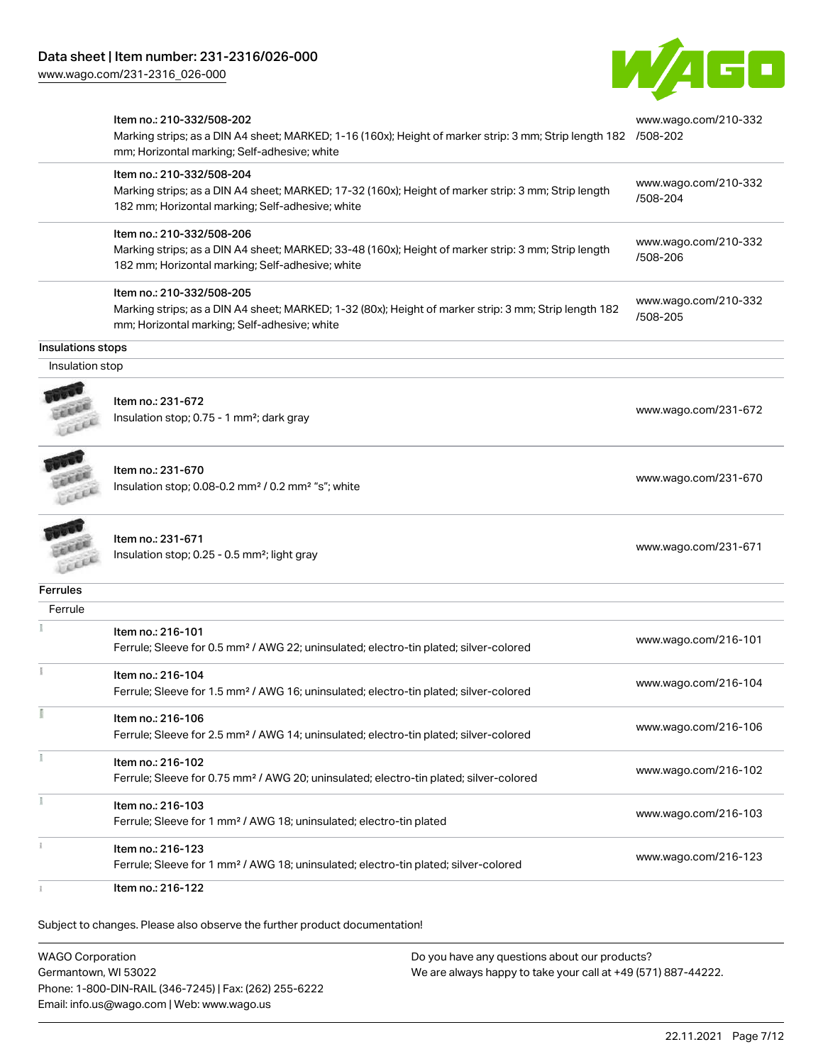| | | |
|---|---|---|
| | Item no.: 210-332/508-202<br>Marking strips; as a DIN A4 sheet; MARKED; 1-16 (160x); Height of marker strip: 3 mm; Strip length 182 mm; Horizontal marking; Self-adhesive; white | www.wago.com/210-332/508-202 |
| | Item no.: 210-332/508-204<br>Marking strips; as a DIN A4 sheet; MARKED; 17-32 (160x); Height of marker strip: 3 mm; Strip length 182 mm; Horizontal marking; Self-adhesive; white | www.wago.com/210-332/508-204 |
| | Item no.: 210-332/508-206<br>Marking strips; as a DIN A4 sheet; MARKED; 33-48 (160x); Height of marker strip: 3 mm; Strip length 182 mm; Horizontal marking; Self-adhesive; white | www.wago.com/210-332/508-206 |
| | Item no.: 210-332/508-205<br>Marking strips; as a DIN A4 sheet; MARKED; 1-32 (80x); Height of marker strip: 3 mm; Strip length 182 mm; Horizontal marking; Self-adhesive; white | www.wago.com/210-332/508-205 |

**Insulations stops**

Insulation stop

| | | |
|---|---|---|
| | Item no.: 231-672<br>Insulation stop; 0.75 - 1 mm²; dark gray | www.wago.com/231-672 |
| | Item no.: 231-670<br>Insulation stop; 0.08-0.2 mm² / 0.2 mm² "s"; white | www.wago.com/231-670 |
| | Item no.: 231-671<br>Insulation stop; 0.25 - 0.5 mm²; light gray | www.wago.com/231-671 |

**Ferrules**

Ferrule

| | | |
|---|---|---|
| | Item no.: 216-101<br>Ferrule; Sleeve for 0.5 mm² / AWG 22; uninsulated; electro-tin plated; silver-colored | www.wago.com/216-101 |
| | Item no.: 216-104<br>Ferrule; Sleeve for 1.5 mm² / AWG 16; uninsulated; electro-tin plated; silver-colored | www.wago.com/216-104 |
| | Item no.: 216-106<br>Ferrule; Sleeve for 2.5 mm² / AWG 14; uninsulated; electro-tin plated; silver-colored | www.wago.com/216-106 |
| | Item no.: 216-102<br>Ferrule; Sleeve for 0.75 mm² / AWG 20; uninsulated; electro-tin plated; silver-colored | www.wago.com/216-102 |
| | Item no.: 216-103<br>Ferrule; Sleeve for 1 mm² / AWG 18; uninsulated; electro-tin plated | www.wago.com/216-103 |
| | Item no.: 216-123<br>Ferrule; Sleeve for 1 mm² / AWG 18; uninsulated; electro-tin plated; silver-colored | www.wago.com/216-123 |
| | Item no.: 216-122 | |

Subject to changes. Please also observe the further product documentation!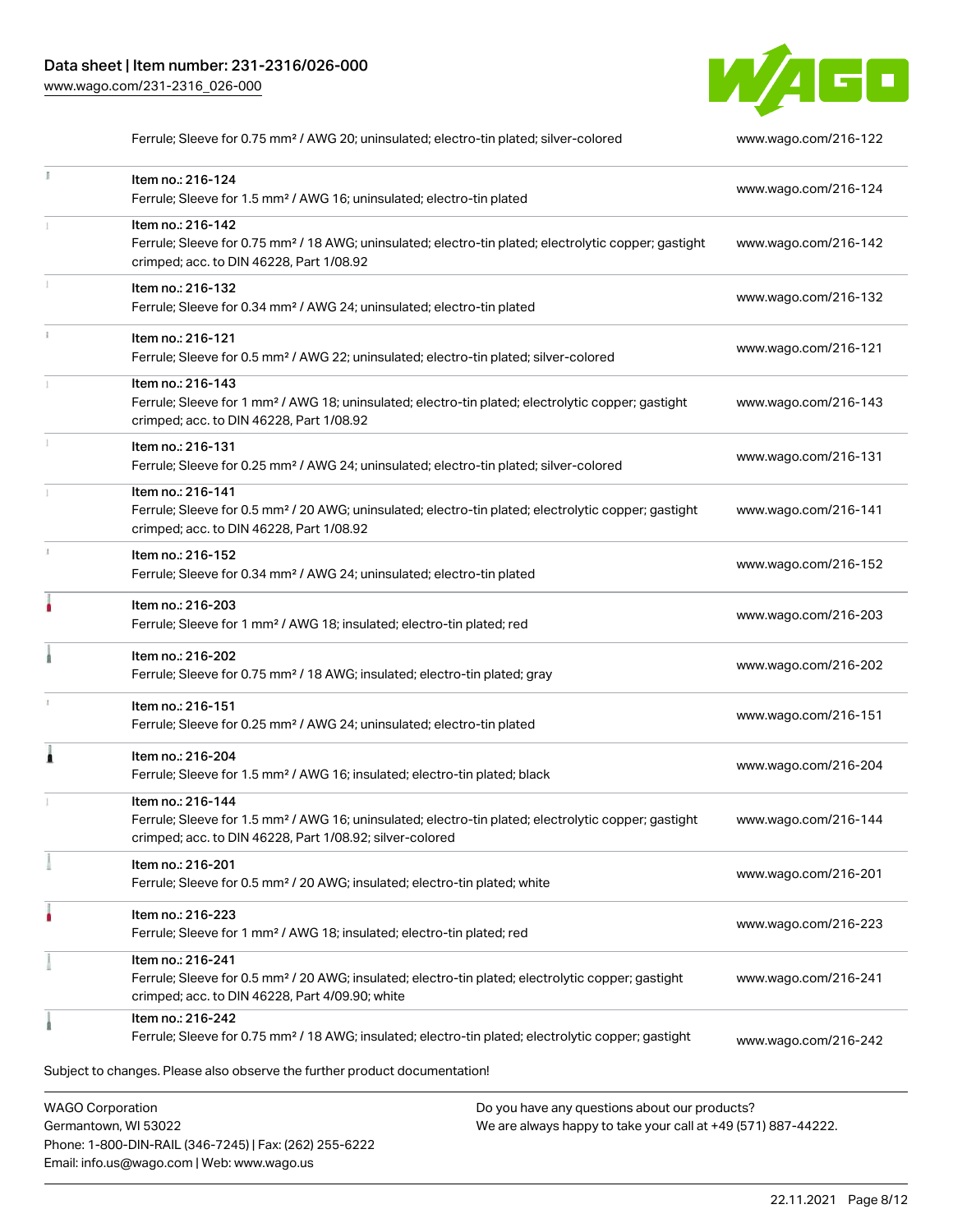| | | |
|---|---|---|
| | Ferrule; Sleeve for 0.75 mm² / AWG 20; uninsulated; electro-tin plated; silver-colored | www.wago.com/216-122 |
| | Item no.: 216-124<br>Ferrule; Sleeve for 1.5 mm² / AWG 16; uninsulated; electro-tin plated | www.wago.com/216-124 |
| | Item no.: 216-142<br>Ferrule; Sleeve for 0.75 mm² / 18 AWG; uninsulated; electro-tin plated; electrolytic copper; gastight crimped; acc. to DIN 46228, Part 1/08.92 | www.wago.com/216-142 |
| | Item no.: 216-132<br>Ferrule; Sleeve for 0.34 mm² / AWG 24; uninsulated; electro-tin plated | www.wago.com/216-132 |
| | Item no.: 216-121<br>Ferrule; Sleeve for 0.5 mm² / AWG 22; uninsulated; electro-tin plated; silver-colored | www.wago.com/216-121 |
| | Item no.: 216-143<br>Ferrule; Sleeve for 1 mm² / AWG 18; uninsulated; electro-tin plated; electrolytic copper; gastight crimped; acc. to DIN 46228, Part 1/08.92 | www.wago.com/216-143 |
| | Item no.: 216-131<br>Ferrule; Sleeve for 0.25 mm² / AWG 24; uninsulated; electro-tin plated; silver-colored | www.wago.com/216-131 |
| | Item no.: 216-141<br>Ferrule; Sleeve for 0.5 mm² / 20 AWG; uninsulated; electro-tin plated; electrolytic copper; gastight crimped; acc. to DIN 46228, Part 1/08.92 | www.wago.com/216-141 |
| | Item no.: 216-152<br>Ferrule; Sleeve for 0.34 mm² / AWG 24; uninsulated; electro-tin plated | www.wago.com/216-152 |
| | Item no.: 216-203<br>Ferrule; Sleeve for 1 mm² / AWG 18; insulated; electro-tin plated; red | www.wago.com/216-203 |
| | Item no.: 216-202<br>Ferrule; Sleeve for 0.75 mm² / 18 AWG; insulated; electro-tin plated; gray | www.wago.com/216-202 |
| | Item no.: 216-151<br>Ferrule; Sleeve for 0.25 mm² / AWG 24; uninsulated; electro-tin plated | www.wago.com/216-151 |
| | Item no.: 216-204<br>Ferrule; Sleeve for 1.5 mm² / AWG 16; insulated; electro-tin plated; black | www.wago.com/216-204 |
| | Item no.: 216-144<br>Ferrule; Sleeve for 1.5 mm² / AWG 16; uninsulated; electro-tin plated; electrolytic copper; gastight crimped; acc. to DIN 46228, Part 1/08.92; silver-colored | www.wago.com/216-144 |
| | Item no.: 216-201<br>Ferrule; Sleeve for 0.5 mm² / 20 AWG; insulated; electro-tin plated; white | www.wago.com/216-201 |
| | Item no.: 216-223<br>Ferrule; Sleeve for 1 mm² / AWG 18; insulated; electro-tin plated; red | www.wago.com/216-223 |
| | Item no.: 216-241<br>Ferrule; Sleeve for 0.5 mm² / 20 AWG; insulated; electro-tin plated; electrolytic copper; gastight crimped; acc. to DIN 46228, Part 4/09.90; white | www.wago.com/216-241 |
| | Item no.: 216-242<br>Ferrule; Sleeve for 0.75 mm² / 18 AWG; insulated; electro-tin plated; electrolytic copper; gastight | www.wago.com/216-242 |

Subject to changes. Please also observe the further product documentation!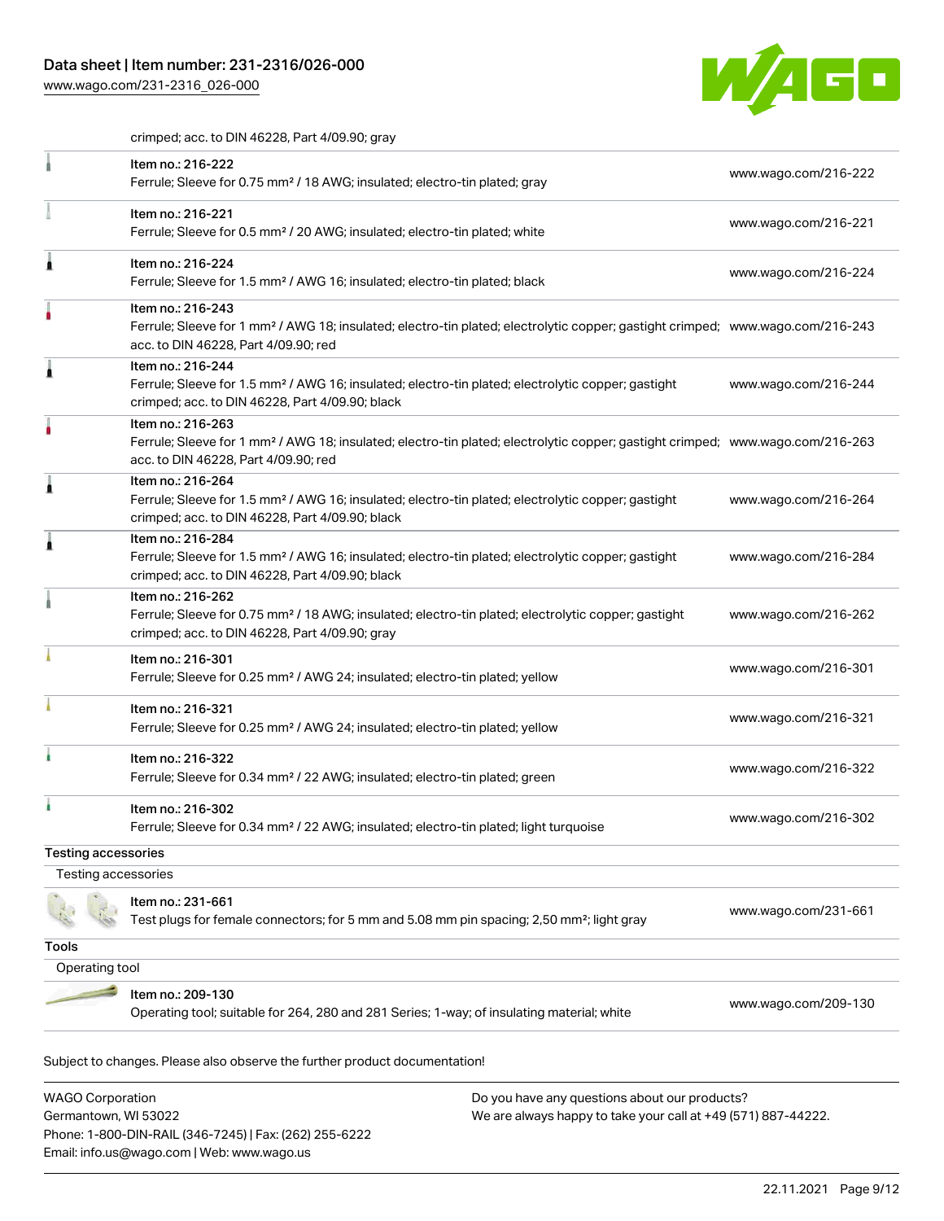crimped; acc. to DIN 46228, Part 4/09.90; gray

| | | |
|---|---|---|
| | Item no.: 216-222<br>Ferrule; Sleeve for 0.75 mm² / 18 AWG; insulated; electro-tin plated; gray | www.wago.com/216-222 |
| | Item no.: 216-221<br>Ferrule; Sleeve for 0.5 mm² / 20 AWG; insulated; electro-tin plated; white | www.wago.com/216-221 |
| | Item no.: 216-224<br>Ferrule; Sleeve for 1.5 mm² / AWG 16; insulated; electro-tin plated; black | www.wago.com/216-224 |
| | Item no.: 216-243<br>Ferrule; Sleeve for 1 mm² / AWG 18; insulated; electro-tin plated; electrolytic copper; gastight crimped; acc. to DIN 46228, Part 4/09.90; red | www.wago.com/216-243 |
| | Item no.: 216-244<br>Ferrule; Sleeve for 1.5 mm² / AWG 16; insulated; electro-tin plated; electrolytic copper; gastight crimped; acc. to DIN 46228, Part 4/09.90; black | www.wago.com/216-244 |
| | Item no.: 216-263<br>Ferrule; Sleeve for 1 mm² / AWG 18; insulated; electro-tin plated; electrolytic copper; gastight crimped; acc. to DIN 46228, Part 4/09.90; red | www.wago.com/216-263 |
| | Item no.: 216-264<br>Ferrule; Sleeve for 1.5 mm² / AWG 16; insulated; electro-tin plated; electrolytic copper; gastight crimped; acc. to DIN 46228, Part 4/09.90; black | www.wago.com/216-264 |
| | Item no.: 216-284<br>Ferrule; Sleeve for 1.5 mm² / AWG 16; insulated; electro-tin plated; electrolytic copper; gastight crimped; acc. to DIN 46228, Part 4/09.90; black | www.wago.com/216-284 |
| | Item no.: 216-262<br>Ferrule; Sleeve for 0.75 mm² / 18 AWG; insulated; electro-tin plated; electrolytic copper; gastight crimped; acc. to DIN 46228, Part 4/09.90; gray | www.wago.com/216-262 |
| | Item no.: 216-301<br>Ferrule; Sleeve for 0.25 mm² / AWG 24; insulated; electro-tin plated; yellow | www.wago.com/216-301 |
| | Item no.: 216-321<br>Ferrule; Sleeve for 0.25 mm² / AWG 24; insulated; electro-tin plated; yellow | www.wago.com/216-321 |
| | Item no.: 216-322<br>Ferrule; Sleeve for 0.34 mm² / 22 AWG; insulated; electro-tin plated; green | www.wago.com/216-322 |
| | Item no.: 216-302<br>Ferrule; Sleeve for 0.34 mm² / 22 AWG; insulated; electro-tin plated; light turquoise | www.wago.com/216-302 |

**Testing accessories**

Testing accessories

| | | |
|---|---|---|
| | Item no.: 231-661<br>Test plugs for female connectors; for 5 mm and 5.08 mm pin spacing; 2,50 mm²; light gray | www.wago.com/231-661 |

**Tools**

Operating tool

| | | |
|---|---|---|
| | Item no.: 209-130<br>Operating tool; suitable for 264, 280 and 281 Series; 1-way; of insulating material; white | www.wago.com/209-130 |

Subject to changes. Please also observe the further product documentation!

WAGO Corporation
Germantown, WI 53022
Phone: 1-800-DIN-RAIL (346-7245) | Fax: (262) 255-6222
Email: info.us@wago.com | Web: www.wago.us

Do you have any questions about our products?
We are always happy to take your call at +49 (571) 887-44222.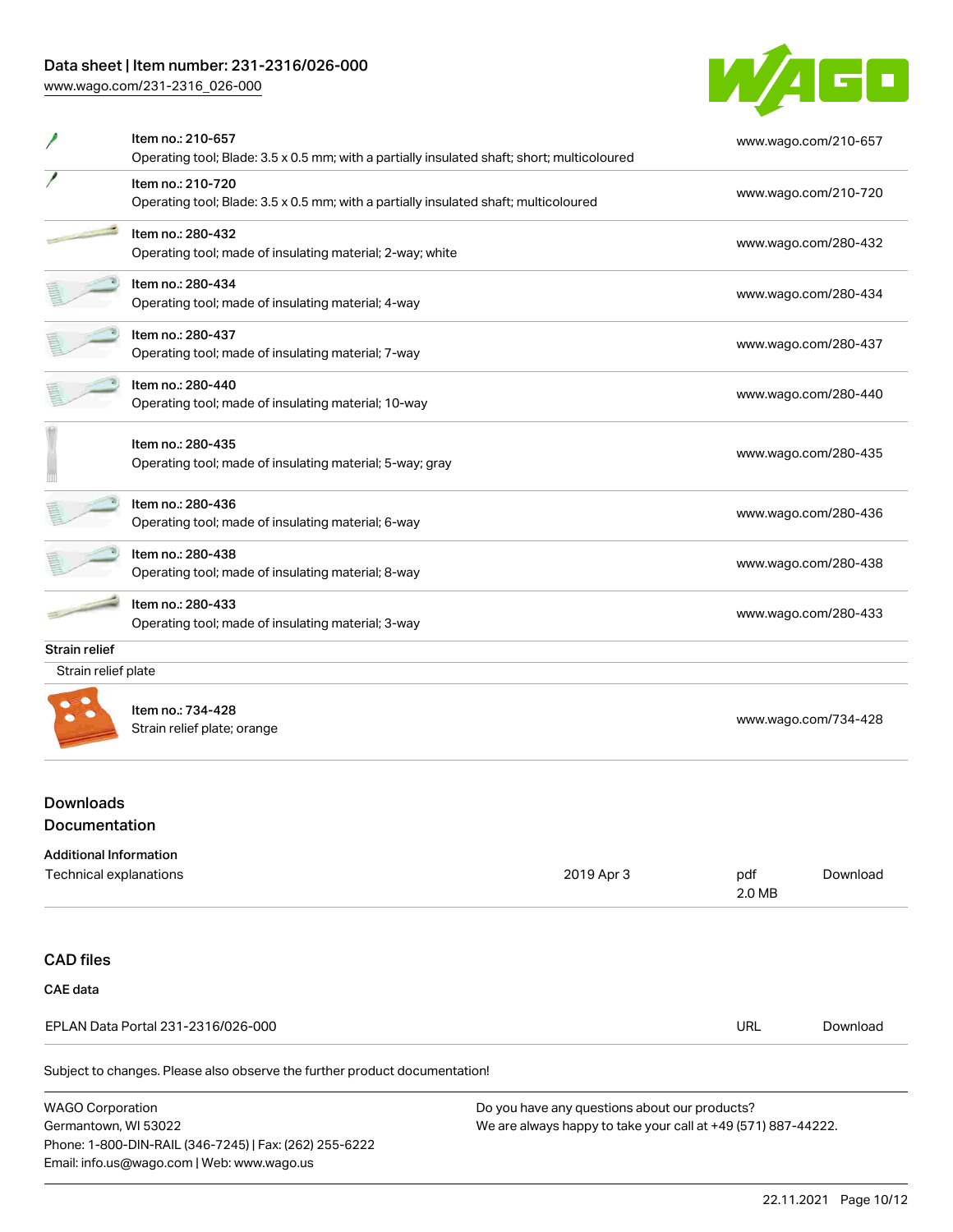| | |
|---|---|
| Item no.: 210-657<br>Operating tool; Blade: 3.5 x 0.5 mm; with a partially insulated shaft; short; multicoloured | www.wago.com/210-657 |
| Item no.: 210-720<br>Operating tool; Blade: 3.5 x 0.5 mm; with a partially insulated shaft; multicoloured | www.wago.com/210-720 |
| Item no.: 280-432<br>Operating tool; made of insulating material; 2-way; white | www.wago.com/280-432 |
| Item no.: 280-434<br>Operating tool; made of insulating material; 4-way | www.wago.com/280-434 |
| Item no.: 280-437<br>Operating tool; made of insulating material; 7-way | www.wago.com/280-437 |
| Item no.: 280-440<br>Operating tool; made of insulating material; 10-way | www.wago.com/280-440 |
| Item no.: 280-435<br>Operating tool; made of insulating material; 5-way; gray | www.wago.com/280-435 |
| Item no.: 280-436<br>Operating tool; made of insulating material; 6-way | www.wago.com/280-436 |
| Item no.: 280-438<br>Operating tool; made of insulating material; 8-way | www.wago.com/280-438 |
| Item no.: 280-433<br>Operating tool; made of insulating material; 3-way | www.wago.com/280-433 |

Strain relief

Strain relief plate

| | |
|---|---|
| Item no.: 734-428<br>Strain relief plate; orange | www.wago.com/734-428 |

## Downloads

## Documentation

**Additional Information**

| | | | |
|---|---|---|---|
| Technical explanations | 2019 Apr 3 | pdf<br>2.0 MB | Download |

## CAD files

**CAE data**

| | | |
|---|---|---|
| EPLAN Data Portal 231-2316/026-000 | URL | Download |

Subject to changes. Please also observe the further product documentation!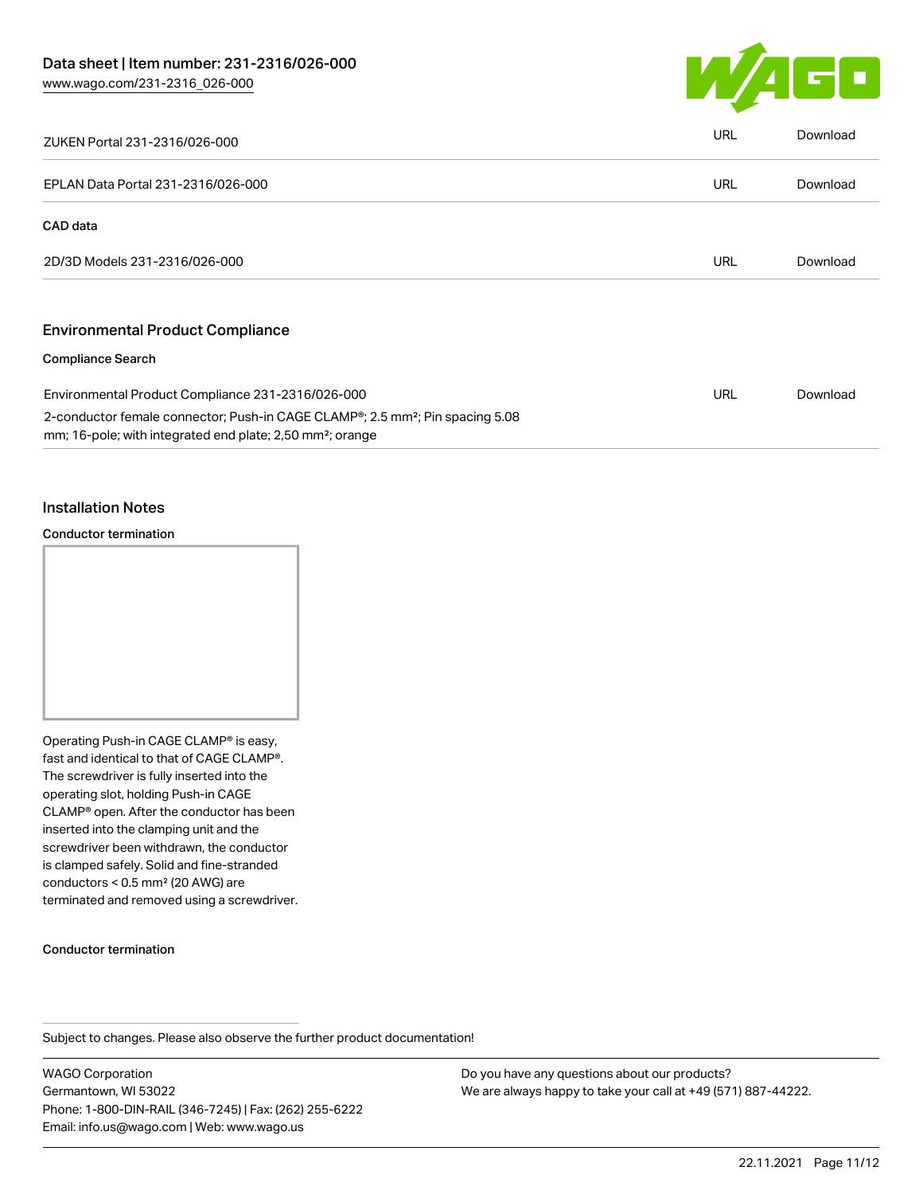| | | |
|---|---|---|
| ZUKEN Portal 231-2316/026-000 | URL | Download |
| EPLAN Data Portal 231-2316/026-000 | URL | Download |

**CAD data**

| | | |
|---|---|---|
| 2D/3D Models 231-2316/026-000 | URL | Download |

## Environmental Product Compliance

**Compliance Search**

| | | |
|---|---|---|
| Environmental Product Compliance 231-2316/026-000<br>2-conductor female connector; Push-in CAGE CLAMP®; 2.5 mm²; Pin spacing 5.08 mm; 16-pole; with integrated end plate; 2,50 mm²; orange | URL | Download |

## Installation Notes

**Conductor termination**

Operating Push-in CAGE CLAMP® is easy, fast and identical to that of CAGE CLAMP®. The screwdriver is fully inserted into the operating slot, holding Push-in CAGE CLAMP® open. After the conductor has been inserted into the clamping unit and the screwdriver been withdrawn, the conductor is clamped safely. Solid and fine-stranded conductors < 0.5 mm² (20 AWG) are terminated and removed using a screwdriver.

**Conductor termination**

Subject to changes. Please also observe the further product documentation!

WAGO Corporation
Germantown, WI 53022
Phone: 1-800-DIN-RAIL (346-7245) | Fax: (262) 255-6222
Email: info.us@wago.com | Web: www.wago.us

Do you have any questions about our products?
We are always happy to take your call at +49 (571) 887-44222.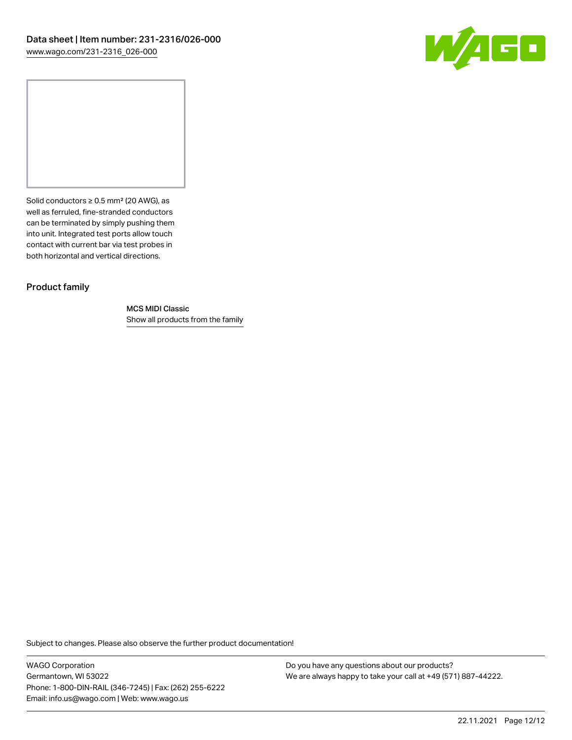Solid conductors ≥ 0.5 mm² (20 AWG), as well as ferruled, fine-stranded conductors can be terminated by simply pushing them into unit. Integrated test ports allow touch contact with current bar via test probes in both horizontal and vertical directions.

## Product family

MCS MIDI Classic
Show all products from the family

Subject to changes. Please also observe the further product documentation!

WAGO Corporation
Germantown, WI 53022
Phone: 1-800-DIN-RAIL (346-7245) | Fax: (262) 255-6222
Email: info.us@wago.com | Web: www.wago.us

Do you have any questions about our products?
We are always happy to take your call at +49 (571) 887-44222.